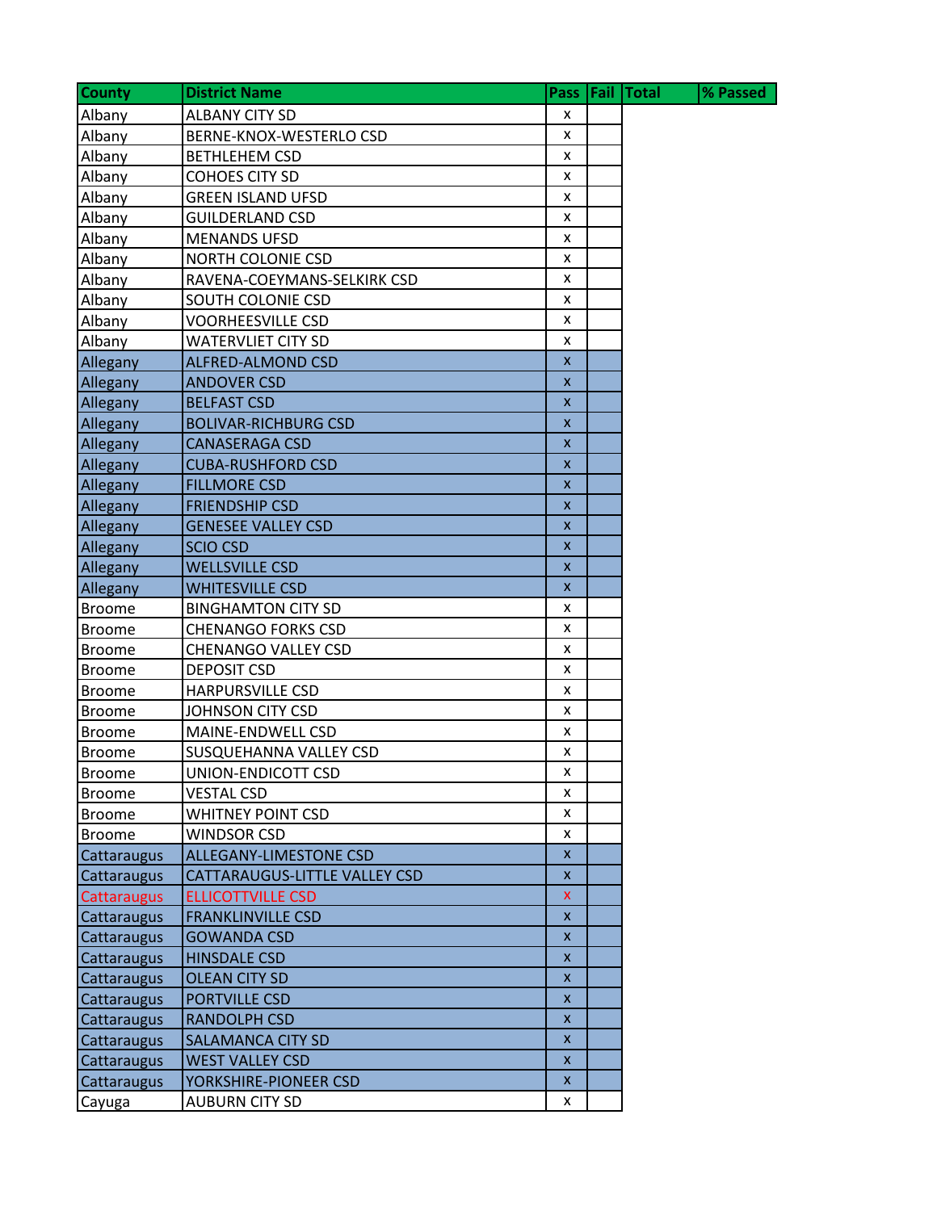| County | District Name | Pass | Fail | Total | % Passed |
|---|---|---|---|---|---|
| Albany | ALBANY CITY SD | x | | | |
| Albany | BERNE-KNOX-WESTERLO CSD | x | | | |
| Albany | BETHLEHEM CSD | x | | | |
| Albany | COHOES CITY SD | x | | | |
| Albany | GREEN ISLAND UFSD | x | | | |
| Albany | GUILDERLAND CSD | x | | | |
| Albany | MENANDS UFSD | x | | | |
| Albany | NORTH COLONIE CSD | x | | | |
| Albany | RAVENA-COEYMANS-SELKIRK CSD | x | | | |
| Albany | SOUTH COLONIE CSD | x | | | |
| Albany | VOORHEESVILLE CSD | x | | | |
| Albany | WATERVLIET CITY SD | x | | | |
| Allegany | ALFRED-ALMOND CSD | x | | | |
| Allegany | ANDOVER CSD | x | | | |
| Allegany | BELFAST CSD | x | | | |
| Allegany | BOLIVAR-RICHBURG CSD | x | | | |
| Allegany | CANASERAGA CSD | x | | | |
| Allegany | CUBA-RUSHFORD CSD | x | | | |
| Allegany | FILLMORE CSD | x | | | |
| Allegany | FRIENDSHIP CSD | x | | | |
| Allegany | GENESEE VALLEY CSD | x | | | |
| Allegany | SCIO CSD | x | | | |
| Allegany | WELLSVILLE CSD | x | | | |
| Allegany | WHITESVILLE CSD | x | | | |
| Broome | BINGHAMTON CITY SD | x | | | |
| Broome | CHENANGO FORKS CSD | x | | | |
| Broome | CHENANGO VALLEY CSD | x | | | |
| Broome | DEPOSIT CSD | x | | | |
| Broome | HARPURSVILLE CSD | x | | | |
| Broome | JOHNSON CITY CSD | x | | | |
| Broome | MAINE-ENDWELL CSD | x | | | |
| Broome | SUSQUEHANNA VALLEY CSD | x | | | |
| Broome | UNION-ENDICOTT CSD | x | | | |
| Broome | VESTAL CSD | x | | | |
| Broome | WHITNEY POINT CSD | x | | | |
| Broome | WINDSOR CSD | x | | | |
| Cattaraugus | ALLEGANY-LIMESTONE CSD | x | | | |
| Cattaraugus | CATTARAUGUS-LITTLE VALLEY CSD | x | | | |
| Cattaraugus | ELLICOTTVILLE CSD | x | | | |
| Cattaraugus | FRANKLINVILLE CSD | x | | | |
| Cattaraugus | GOWANDA CSD | x | | | |
| Cattaraugus | HINSDALE CSD | x | | | |
| Cattaraugus | OLEAN CITY SD | x | | | |
| Cattaraugus | PORTVILLE CSD | x | | | |
| Cattaraugus | RANDOLPH CSD | x | | | |
| Cattaraugus | SALAMANCA CITY SD | x | | | |
| Cattaraugus | WEST VALLEY CSD | x | | | |
| Cattaraugus | YORKSHIRE-PIONEER CSD | x | | | |
| Cayuga | AUBURN CITY SD | x | | | |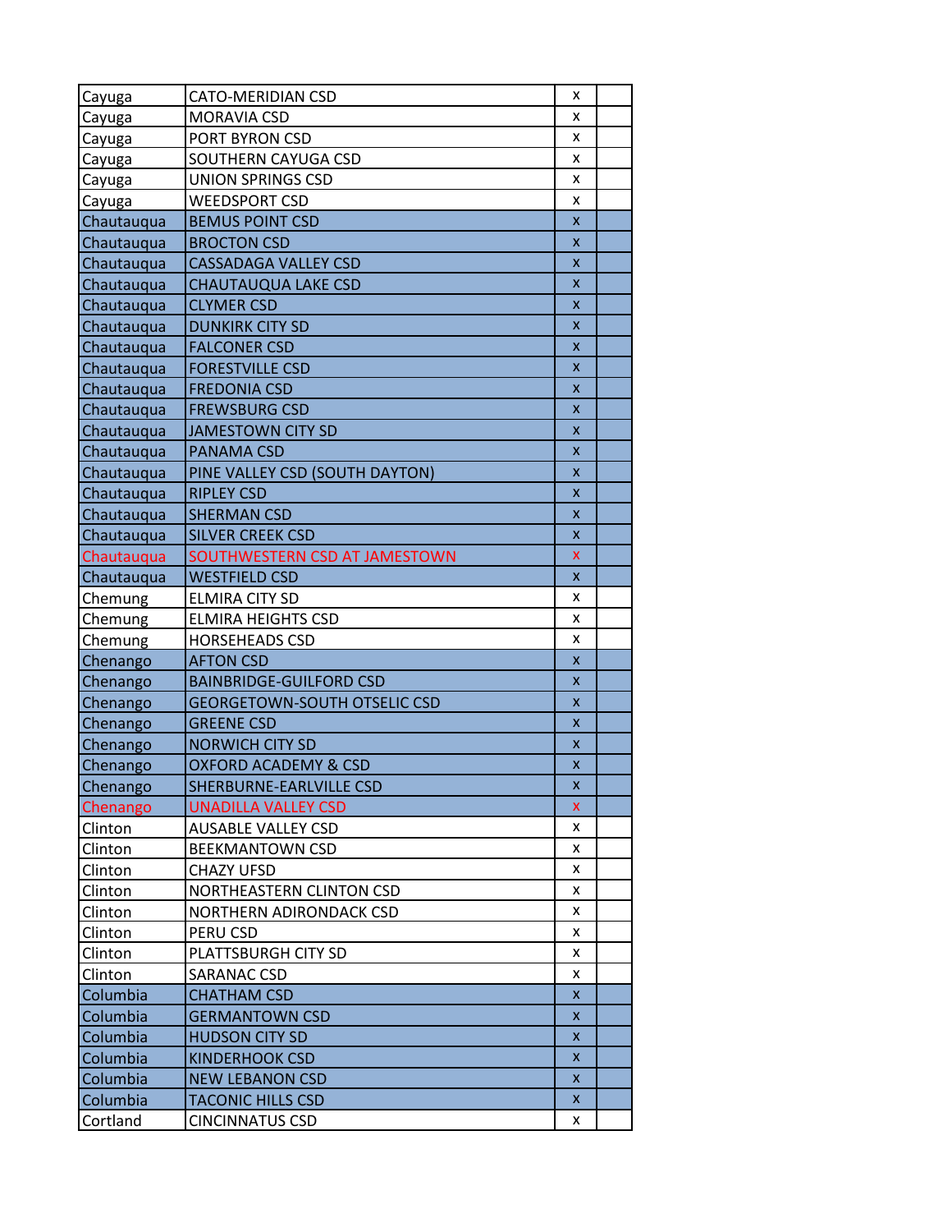| | | | |
|---|---|---|---|
| Cayuga | CATO-MERIDIAN CSD | x | |
| Cayuga | MORAVIA CSD | x | |
| Cayuga | PORT BYRON CSD | x | |
| Cayuga | SOUTHERN CAYUGA CSD | x | |
| Cayuga | UNION SPRINGS CSD | x | |
| Cayuga | WEEDSPORT CSD | x | |
| Chautauqua | BEMUS POINT CSD | x | |
| Chautauqua | BROCTON CSD | x | |
| Chautauqua | CASSADAGA VALLEY CSD | x | |
| Chautauqua | CHAUTAUQUA LAKE CSD | x | |
| Chautauqua | CLYMER CSD | x | |
| Chautauqua | DUNKIRK CITY SD | x | |
| Chautauqua | FALCONER CSD | x | |
| Chautauqua | FORESTVILLE CSD | x | |
| Chautauqua | FREDONIA CSD | x | |
| Chautauqua | FREWSBURG CSD | x | |
| Chautauqua | JAMESTOWN CITY SD | x | |
| Chautauqua | PANAMA CSD | x | |
| Chautauqua | PINE VALLEY CSD (SOUTH DAYTON) | x | |
| Chautauqua | RIPLEY CSD | x | |
| Chautauqua | SHERMAN CSD | x | |
| Chautauqua | SILVER CREEK CSD | x | |
| Chautauqua | SOUTHWESTERN CSD AT JAMESTOWN | x | |
| Chautauqua | WESTFIELD CSD | x | |
| Chemung | ELMIRA CITY SD | x | |
| Chemung | ELMIRA HEIGHTS CSD | x | |
| Chemung | HORSEHEADS CSD | x | |
| Chenango | AFTON CSD | x | |
| Chenango | BAINBRIDGE-GUILFORD CSD | x | |
| Chenango | GEORGETOWN-SOUTH OTSELIC CSD | x | |
| Chenango | GREENE CSD | x | |
| Chenango | NORWICH CITY SD | x | |
| Chenango | OXFORD ACADEMY & CSD | x | |
| Chenango | SHERBURNE-EARLVILLE CSD | x | |
| Chenango | UNADILLA VALLEY CSD | x | |
| Clinton | AUSABLE VALLEY CSD | x | |
| Clinton | BEEKMANTOWN CSD | x | |
| Clinton | CHAZY UFSD | x | |
| Clinton | NORTHEASTERN CLINTON CSD | x | |
| Clinton | NORTHERN ADIRONDACK CSD | x | |
| Clinton | PERU CSD | x | |
| Clinton | PLATTSBURGH CITY SD | x | |
| Clinton | SARANAC CSD | x | |
| Columbia | CHATHAM CSD | x | |
| Columbia | GERMANTOWN CSD | x | |
| Columbia | HUDSON CITY SD | x | |
| Columbia | KINDERHOOK CSD | x | |
| Columbia | NEW LEBANON CSD | x | |
| Columbia | TACONIC HILLS CSD | x | |
| Cortland | CINCINNATUS CSD | x | |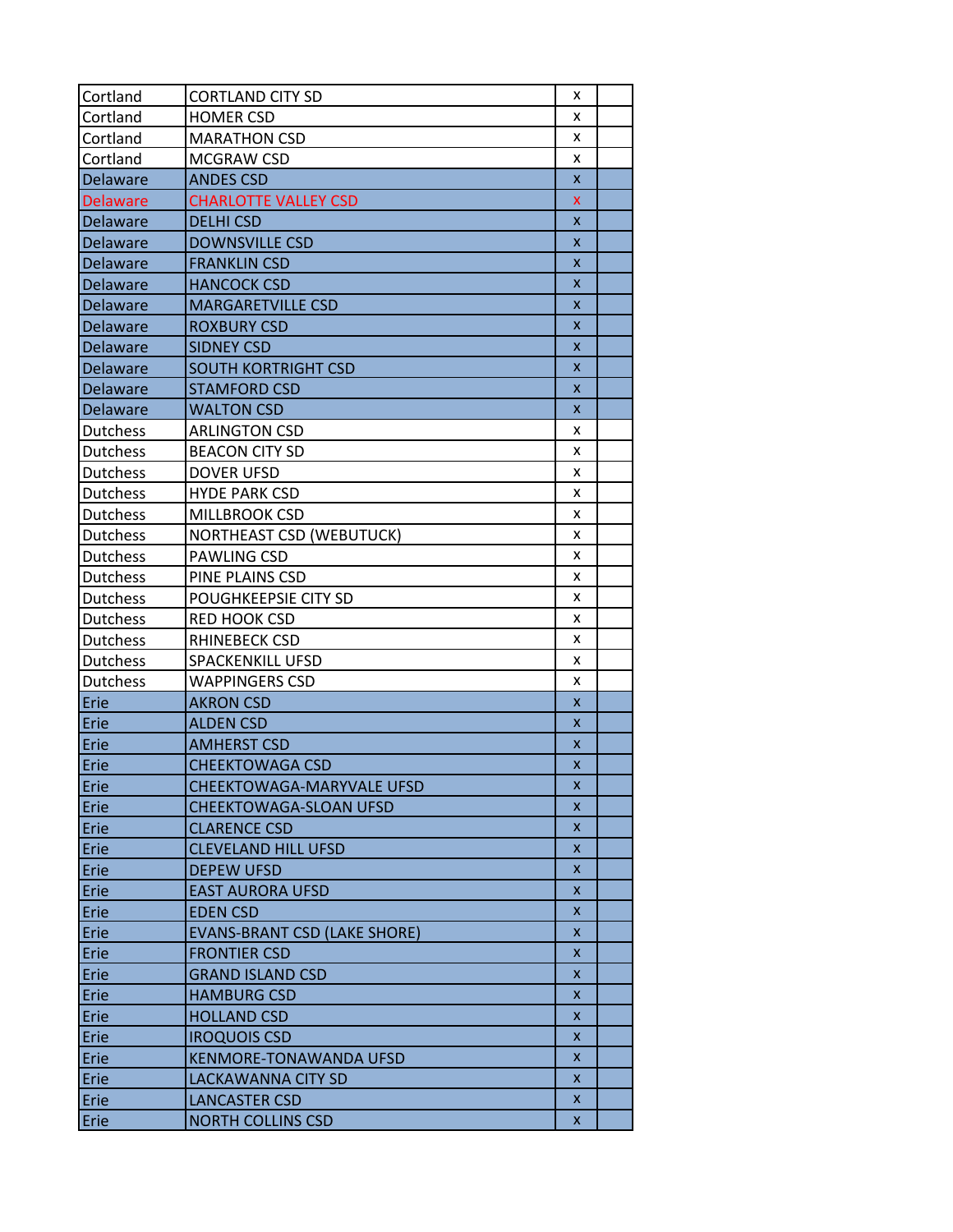| | | | |
|---|---|---|---|
| Cortland | CORTLAND CITY SD | x | |
| Cortland | HOMER CSD | x | |
| Cortland | MARATHON CSD | x | |
| Cortland | MCGRAW CSD | x | |
| Delaware | ANDES CSD | x | |
| Delaware | CHARLOTTE VALLEY CSD | x | |
| Delaware | DELHI CSD | x | |
| Delaware | DOWNSVILLE CSD | x | |
| Delaware | FRANKLIN CSD | x | |
| Delaware | HANCOCK CSD | x | |
| Delaware | MARGARETVILLE CSD | x | |
| Delaware | ROXBURY CSD | x | |
| Delaware | SIDNEY CSD | x | |
| Delaware | SOUTH KORTRIGHT CSD | x | |
| Delaware | STAMFORD CSD | x | |
| Delaware | WALTON CSD | x | |
| Dutchess | ARLINGTON CSD | x | |
| Dutchess | BEACON CITY SD | x | |
| Dutchess | DOVER UFSD | x | |
| Dutchess | HYDE PARK CSD | x | |
| Dutchess | MILLBROOK CSD | x | |
| Dutchess | NORTHEAST CSD (WEBUTUCK) | x | |
| Dutchess | PAWLING CSD | x | |
| Dutchess | PINE PLAINS CSD | x | |
| Dutchess | POUGHKEEPSIE CITY SD | x | |
| Dutchess | RED HOOK CSD | x | |
| Dutchess | RHINEBECK CSD | x | |
| Dutchess | SPACKENKILL UFSD | x | |
| Dutchess | WAPPINGERS CSD | x | |
| Erie | AKRON CSD | x | |
| Erie | ALDEN CSD | x | |
| Erie | AMHERST CSD | x | |
| Erie | CHEEKTOWAGA CSD | x | |
| Erie | CHEEKTOWAGA-MARYVALE UFSD | x | |
| Erie | CHEEKTOWAGA-SLOAN UFSD | x | |
| Erie | CLARENCE CSD | x | |
| Erie | CLEVELAND HILL UFSD | x | |
| Erie | DEPEW UFSD | x | |
| Erie | EAST AURORA UFSD | x | |
| Erie | EDEN CSD | x | |
| Erie | EVANS-BRANT CSD (LAKE SHORE) | x | |
| Erie | FRONTIER CSD | x | |
| Erie | GRAND ISLAND CSD | x | |
| Erie | HAMBURG CSD | x | |
| Erie | HOLLAND CSD | x | |
| Erie | IROQUOIS CSD | x | |
| Erie | KENMORE-TONAWANDA UFSD | x | |
| Erie | LACKAWANNA CITY SD | x | |
| Erie | LANCASTER CSD | x | |
| Erie | NORTH COLLINS CSD | x | |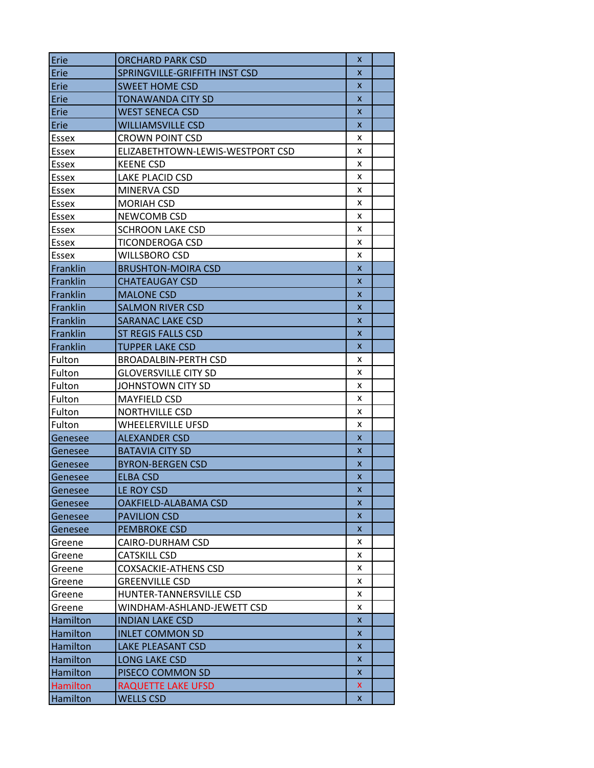| | | | |
|---|---|---|---|
| Erie | ORCHARD PARK CSD | x | |
| Erie | SPRINGVILLE-GRIFFITH INST CSD | x | |
| Erie | SWEET HOME CSD | x | |
| Erie | TONAWANDA CITY SD | x | |
| Erie | WEST SENECA CSD | x | |
| Erie | WILLIAMSVILLE CSD | x | |
| Essex | CROWN POINT CSD | x | |
| Essex | ELIZABETHTOWN-LEWIS-WESTPORT CSD | x | |
| Essex | KEENE CSD | x | |
| Essex | LAKE PLACID CSD | x | |
| Essex | MINERVA CSD | x | |
| Essex | MORIAH CSD | x | |
| Essex | NEWCOMB CSD | x | |
| Essex | SCHROON LAKE CSD | x | |
| Essex | TICONDEROGA CSD | x | |
| Essex | WILLSBORO CSD | x | |
| Franklin | BRUSHTON-MOIRA CSD | x | |
| Franklin | CHATEAUGAY CSD | x | |
| Franklin | MALONE CSD | x | |
| Franklin | SALMON RIVER CSD | x | |
| Franklin | SARANAC LAKE CSD | x | |
| Franklin | ST REGIS FALLS CSD | x | |
| Franklin | TUPPER LAKE CSD | x | |
| Fulton | BROADALBIN-PERTH CSD | x | |
| Fulton | GLOVERSVILLE CITY SD | x | |
| Fulton | JOHNSTOWN CITY SD | x | |
| Fulton | MAYFIELD CSD | x | |
| Fulton | NORTHVILLE CSD | x | |
| Fulton | WHEELERVILLE UFSD | x | |
| Genesee | ALEXANDER CSD | x | |
| Genesee | BATAVIA CITY SD | x | |
| Genesee | BYRON-BERGEN CSD | x | |
| Genesee | ELBA CSD | x | |
| Genesee | LE ROY CSD | x | |
| Genesee | OAKFIELD-ALABAMA CSD | x | |
| Genesee | PAVILION CSD | x | |
| Genesee | PEMBROKE CSD | x | |
| Greene | CAIRO-DURHAM CSD | x | |
| Greene | CATSKILL CSD | x | |
| Greene | COXSACKIE-ATHENS CSD | x | |
| Greene | GREENVILLE CSD | x | |
| Greene | HUNTER-TANNERSVILLE CSD | x | |
| Greene | WINDHAM-ASHLAND-JEWETT CSD | x | |
| Hamilton | INDIAN LAKE CSD | x | |
| Hamilton | INLET COMMON SD | x | |
| Hamilton | LAKE PLEASANT CSD | x | |
| Hamilton | LONG LAKE CSD | x | |
| Hamilton | PISECO COMMON SD | x | |
| Hamilton | RAQUETTE LAKE UFSD | x | |
| Hamilton | WELLS CSD | x | |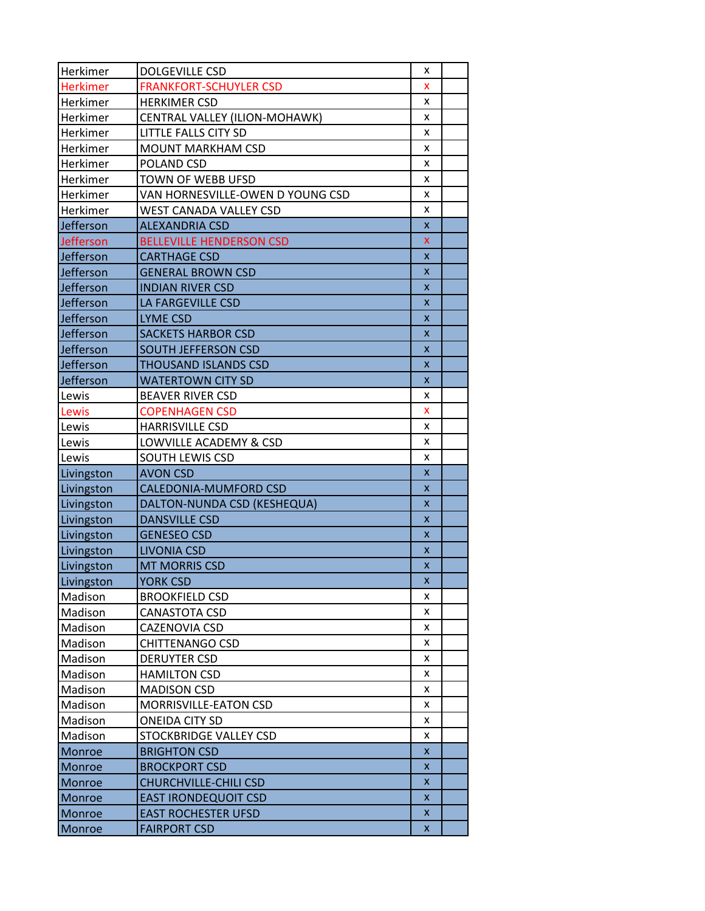| Herkimer | DOLGEVILLE CSD | x | |
|---|---|---|---|
| Herkimer | FRANKFORT-SCHUYLER CSD | x | |
| Herkimer | HERKIMER CSD | x | |
| Herkimer | CENTRAL VALLEY (ILION-MOHAWK) | x | |
| Herkimer | LITTLE FALLS CITY SD | x | |
| Herkimer | MOUNT MARKHAM CSD | x | |
| Herkimer | POLAND CSD | x | |
| Herkimer | TOWN OF WEBB UFSD | x | |
| Herkimer | VAN HORNESVILLE-OWEN D YOUNG CSD | x | |
| Herkimer | WEST CANADA VALLEY CSD | x | |
| Jefferson | ALEXANDRIA CSD | x | |
| Jefferson | BELLEVILLE HENDERSON CSD | x | |
| Jefferson | CARTHAGE CSD | x | |
| Jefferson | GENERAL BROWN CSD | x | |
| Jefferson | INDIAN RIVER CSD | x | |
| Jefferson | LA FARGEVILLE CSD | x | |
| Jefferson | LYME CSD | x | |
| Jefferson | SACKETS HARBOR CSD | x | |
| Jefferson | SOUTH JEFFERSON CSD | x | |
| Jefferson | THOUSAND ISLANDS CSD | x | |
| Jefferson | WATERTOWN CITY SD | x | |
| Lewis | BEAVER RIVER CSD | x | |
| Lewis | COPENHAGEN CSD | x | |
| Lewis | HARRISVILLE CSD | x | |
| Lewis | LOWVILLE ACADEMY & CSD | x | |
| Lewis | SOUTH LEWIS CSD | x | |
| Livingston | AVON CSD | x | |
| Livingston | CALEDONIA-MUMFORD CSD | x | |
| Livingston | DALTON-NUNDA CSD (KESHEQUA) | x | |
| Livingston | DANSVILLE CSD | x | |
| Livingston | GENESEO CSD | x | |
| Livingston | LIVONIA CSD | x | |
| Livingston | MT MORRIS CSD | x | |
| Livingston | YORK CSD | x | |
| Madison | BROOKFIELD CSD | x | |
| Madison | CANASTOTA CSD | x | |
| Madison | CAZENOVIA CSD | x | |
| Madison | CHITTENANGO CSD | x | |
| Madison | DERUYTER CSD | x | |
| Madison | HAMILTON CSD | x | |
| Madison | MADISON CSD | x | |
| Madison | MORRISVILLE-EATON CSD | x | |
| Madison | ONEIDA CITY SD | x | |
| Madison | STOCKBRIDGE VALLEY CSD | x | |
| Monroe | BRIGHTON CSD | x | |
| Monroe | BROCKPORT CSD | x | |
| Monroe | CHURCHVILLE-CHILI CSD | x | |
| Monroe | EAST IRONDEQUOIT CSD | x | |
| Monroe | EAST ROCHESTER UFSD | x | |
| Monroe | FAIRPORT CSD | x | |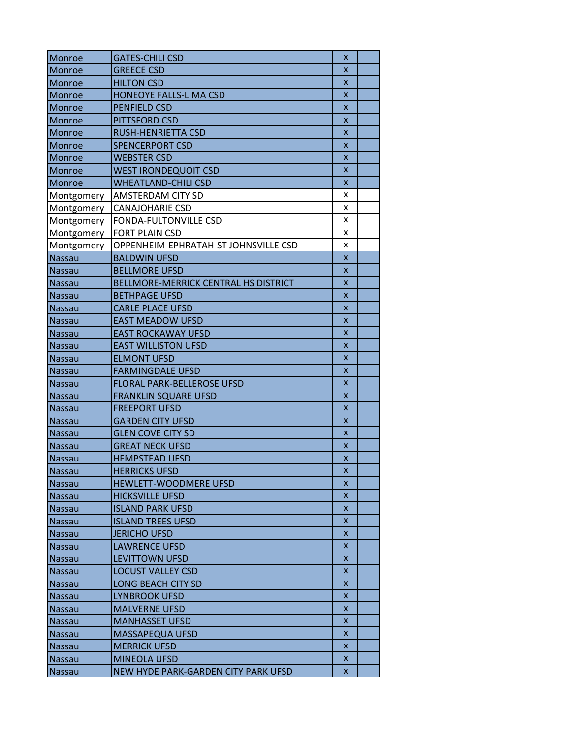| | | | |
|---|---|---|---|
| Monroe | GATES-CHILI CSD | x | |
| Monroe | GREECE CSD | x | |
| Monroe | HILTON CSD | x | |
| Monroe | HONEOYE FALLS-LIMA CSD | x | |
| Monroe | PENFIELD CSD | x | |
| Monroe | PITTSFORD CSD | x | |
| Monroe | RUSH-HENRIETTA CSD | x | |
| Monroe | SPENCERPORT CSD | x | |
| Monroe | WEBSTER CSD | x | |
| Monroe | WEST IRONDEQUOIT CSD | x | |
| Monroe | WHEATLAND-CHILI CSD | x | |
| Montgomery | AMSTERDAM CITY SD | x | |
| Montgomery | CANAJOHARIE CSD | x | |
| Montgomery | FONDA-FULTONVILLE CSD | x | |
| Montgomery | FORT PLAIN CSD | x | |
| Montgomery | OPPENHEIM-EPHRATAH-ST JOHNSVILLE CSD | x | |
| Nassau | BALDWIN UFSD | x | |
| Nassau | BELLMORE UFSD | x | |
| Nassau | BELLMORE-MERRICK CENTRAL HS DISTRICT | x | |
| Nassau | BETHPAGE UFSD | x | |
| Nassau | CARLE PLACE UFSD | x | |
| Nassau | EAST MEADOW UFSD | x | |
| Nassau | EAST ROCKAWAY UFSD | x | |
| Nassau | EAST WILLISTON UFSD | x | |
| Nassau | ELMONT UFSD | x | |
| Nassau | FARMINGDALE UFSD | x | |
| Nassau | FLORAL PARK-BELLEROSE UFSD | x | |
| Nassau | FRANKLIN SQUARE UFSD | x | |
| Nassau | FREEPORT UFSD | x | |
| Nassau | GARDEN CITY UFSD | x | |
| Nassau | GLEN COVE CITY SD | x | |
| Nassau | GREAT NECK UFSD | x | |
| Nassau | HEMPSTEAD UFSD | x | |
| Nassau | HERRICKS UFSD | x | |
| Nassau | HEWLETT-WOODMERE UFSD | x | |
| Nassau | HICKSVILLE UFSD | x | |
| Nassau | ISLAND PARK UFSD | x | |
| Nassau | ISLAND TREES UFSD | x | |
| Nassau | JERICHO UFSD | x | |
| Nassau | LAWRENCE UFSD | x | |
| Nassau | LEVITTOWN UFSD | x | |
| Nassau | LOCUST VALLEY CSD | x | |
| Nassau | LONG BEACH CITY SD | x | |
| Nassau | LYNBROOK UFSD | x | |
| Nassau | MALVERNE UFSD | x | |
| Nassau | MANHASSET UFSD | x | |
| Nassau | MASSAPEQUA UFSD | x | |
| Nassau | MERRICK UFSD | x | |
| Nassau | MINEOLA UFSD | x | |
| Nassau | NEW HYDE PARK-GARDEN CITY PARK UFSD | x | |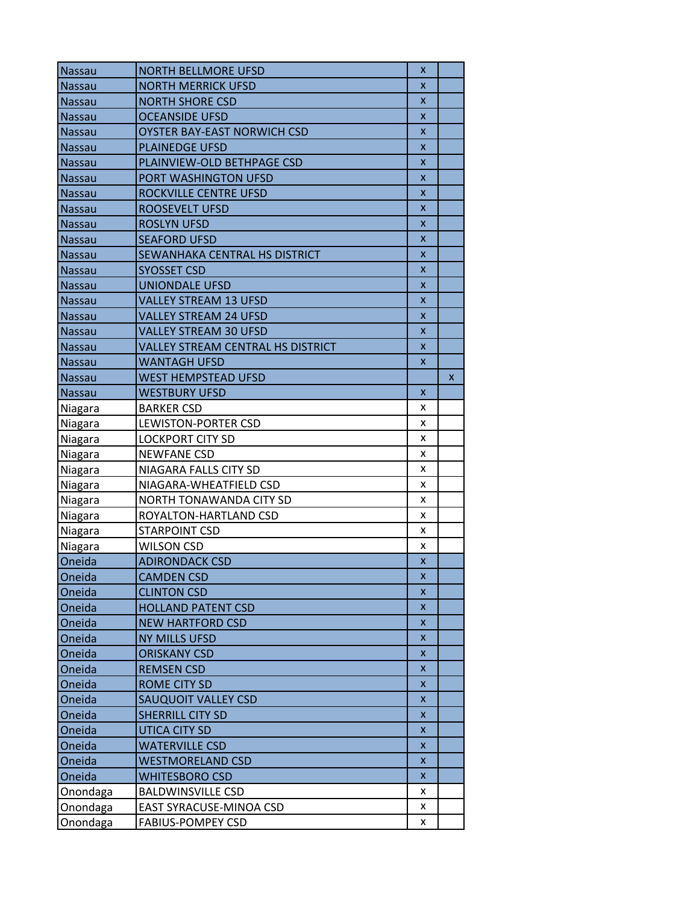| | | | |
|---|---|---|---|
| Nassau | NORTH BELLMORE UFSD | x | |
| Nassau | NORTH MERRICK UFSD | x | |
| Nassau | NORTH SHORE CSD | x | |
| Nassau | OCEANSIDE UFSD | x | |
| Nassau | OYSTER BAY-EAST NORWICH CSD | x | |
| Nassau | PLAINEDGE UFSD | x | |
| Nassau | PLAINVIEW-OLD BETHPAGE CSD | x | |
| Nassau | PORT WASHINGTON UFSD | x | |
| Nassau | ROCKVILLE CENTRE UFSD | x | |
| Nassau | ROOSEVELT UFSD | x | |
| Nassau | ROSLYN UFSD | x | |
| Nassau | SEAFORD UFSD | x | |
| Nassau | SEWANHAKA CENTRAL HS DISTRICT | x | |
| Nassau | SYOSSET CSD | x | |
| Nassau | UNIONDALE UFSD | x | |
| Nassau | VALLEY STREAM 13 UFSD | x | |
| Nassau | VALLEY STREAM 24 UFSD | x | |
| Nassau | VALLEY STREAM 30 UFSD | x | |
| Nassau | VALLEY STREAM CENTRAL HS DISTRICT | x | |
| Nassau | WANTAGH UFSD | x | |
| Nassau | WEST HEMPSTEAD UFSD | | x |
| Nassau | WESTBURY UFSD | x | |
| Niagara | BARKER CSD | x | |
| Niagara | LEWISTON-PORTER CSD | x | |
| Niagara | LOCKPORT CITY SD | x | |
| Niagara | NEWFANE CSD | x | |
| Niagara | NIAGARA FALLS CITY SD | x | |
| Niagara | NIAGARA-WHEATFIELD CSD | x | |
| Niagara | NORTH TONAWANDA CITY SD | x | |
| Niagara | ROYALTON-HARTLAND CSD | x | |
| Niagara | STARPOINT CSD | x | |
| Niagara | WILSON CSD | x | |
| Oneida | ADIRONDACK CSD | x | |
| Oneida | CAMDEN CSD | x | |
| Oneida | CLINTON CSD | x | |
| Oneida | HOLLAND PATENT CSD | x | |
| Oneida | NEW HARTFORD CSD | x | |
| Oneida | NY MILLS UFSD | x | |
| Oneida | ORISKANY CSD | x | |
| Oneida | REMSEN CSD | x | |
| Oneida | ROME CITY SD | x | |
| Oneida | SAUQUOIT VALLEY CSD | x | |
| Oneida | SHERRILL CITY SD | x | |
| Oneida | UTICA CITY SD | x | |
| Oneida | WATERVILLE CSD | x | |
| Oneida | WESTMORELAND CSD | x | |
| Oneida | WHITESBORO CSD | x | |
| Onondaga | BALDWINSVILLE CSD | x | |
| Onondaga | EAST SYRACUSE-MINOA CSD | x | |
| Onondaga | FABIUS-POMPEY CSD | x | |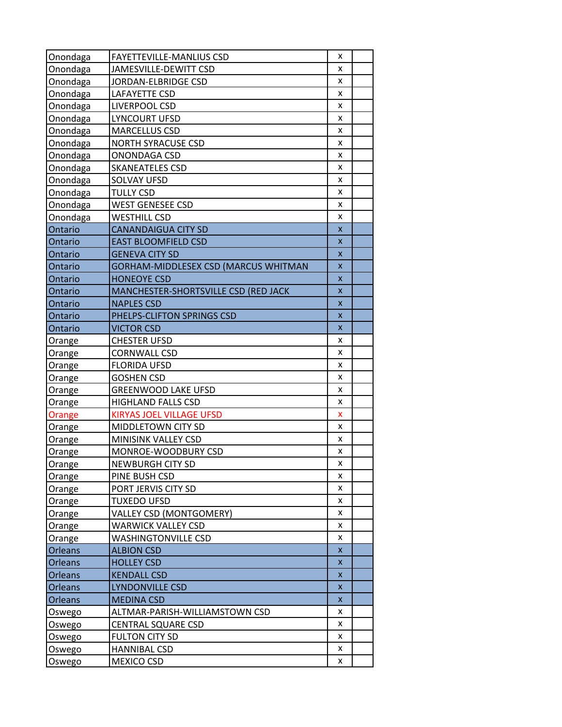| | | | |
|---|---|---|---|
| Onondaga | FAYETTEVILLE-MANLIUS CSD | x | |
| Onondaga | JAMESVILLE-DEWITT CSD | x | |
| Onondaga | JORDAN-ELBRIDGE CSD | x | |
| Onondaga | LAFAYETTE CSD | x | |
| Onondaga | LIVERPOOL CSD | x | |
| Onondaga | LYNCOURT UFSD | x | |
| Onondaga | MARCELLUS CSD | x | |
| Onondaga | NORTH SYRACUSE CSD | x | |
| Onondaga | ONONDAGA CSD | x | |
| Onondaga | SKANEATELES CSD | x | |
| Onondaga | SOLVAY UFSD | x | |
| Onondaga | TULLY CSD | x | |
| Onondaga | WEST GENESEE CSD | x | |
| Onondaga | WESTHILL CSD | x | |
| Ontario | CANANDAIGUA CITY SD | x | |
| Ontario | EAST BLOOMFIELD CSD | x | |
| Ontario | GENEVA CITY SD | x | |
| Ontario | GORHAM-MIDDLESEX CSD (MARCUS WHITMAN | x | |
| Ontario | HONEOYE CSD | x | |
| Ontario | MANCHESTER-SHORTSVILLE CSD (RED JACK | x | |
| Ontario | NAPLES CSD | x | |
| Ontario | PHELPS-CLIFTON SPRINGS CSD | x | |
| Ontario | VICTOR CSD | x | |
| Orange | CHESTER UFSD | x | |
| Orange | CORNWALL CSD | x | |
| Orange | FLORIDA UFSD | x | |
| Orange | GOSHEN CSD | x | |
| Orange | GREENWOOD LAKE UFSD | x | |
| Orange | HIGHLAND FALLS CSD | x | |
| Orange | KIRYAS JOEL VILLAGE UFSD | x | |
| Orange | MIDDLETOWN CITY SD | x | |
| Orange | MINISINK VALLEY CSD | x | |
| Orange | MONROE-WOODBURY CSD | x | |
| Orange | NEWBURGH CITY SD | x | |
| Orange | PINE BUSH CSD | x | |
| Orange | PORT JERVIS CITY SD | x | |
| Orange | TUXEDO UFSD | x | |
| Orange | VALLEY CSD (MONTGOMERY) | x | |
| Orange | WARWICK VALLEY CSD | x | |
| Orange | WASHINGTONVILLE CSD | x | |
| Orleans | ALBION CSD | x | |
| Orleans | HOLLEY CSD | x | |
| Orleans | KENDALL CSD | x | |
| Orleans | LYNDONVILLE CSD | x | |
| Orleans | MEDINA CSD | x | |
| Oswego | ALTMAR-PARISH-WILLIAMSTOWN CSD | x | |
| Oswego | CENTRAL SQUARE CSD | x | |
| Oswego | FULTON CITY SD | x | |
| Oswego | HANNIBAL CSD | x | |
| Oswego | MEXICO CSD | x | |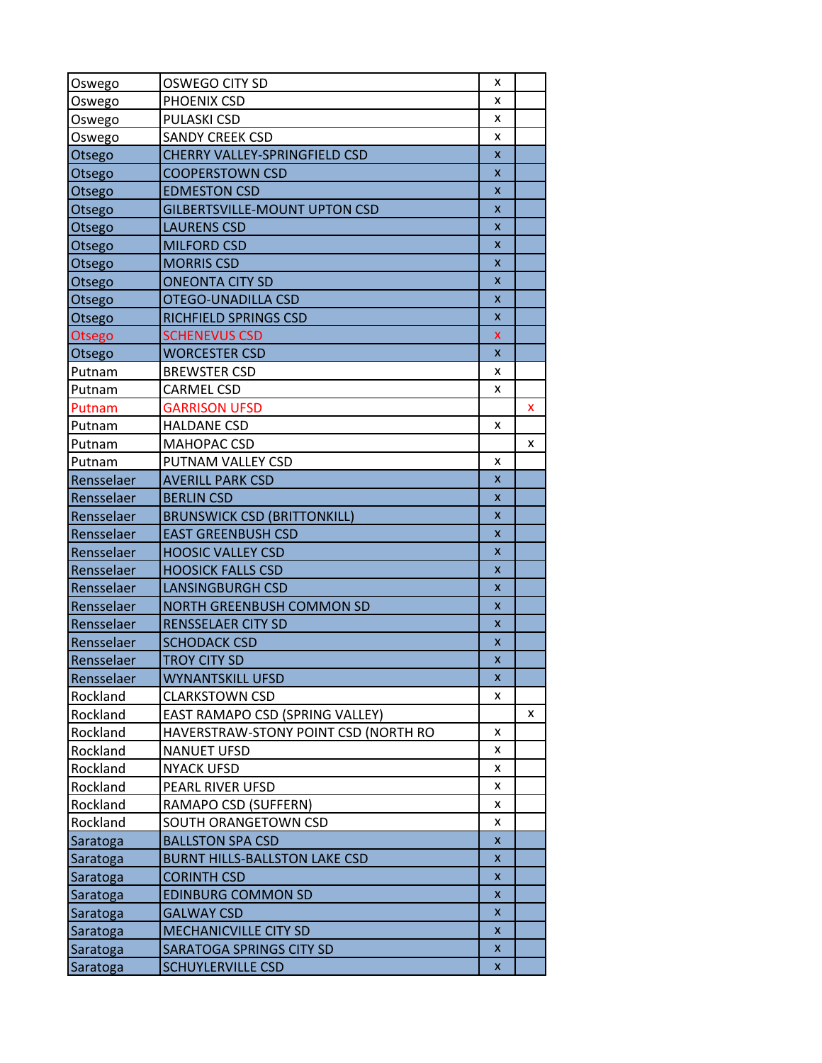| | | | |
|---|---|---|---|
| Oswego | OSWEGO CITY SD | x | |
| Oswego | PHOENIX CSD | x | |
| Oswego | PULASKI CSD | x | |
| Oswego | SANDY CREEK CSD | x | |
| Otsego | CHERRY VALLEY-SPRINGFIELD CSD | x | |
| Otsego | COOPERSTOWN CSD | x | |
| Otsego | EDMESTON CSD | x | |
| Otsego | GILBERTSVILLE-MOUNT UPTON CSD | x | |
| Otsego | LAURENS CSD | x | |
| Otsego | MILFORD CSD | x | |
| Otsego | MORRIS CSD | x | |
| Otsego | ONEONTA CITY SD | x | |
| Otsego | OTEGO-UNADILLA CSD | x | |
| Otsego | RICHFIELD SPRINGS CSD | x | |
| Otsego | SCHENEVUS CSD | x | |
| Otsego | WORCESTER CSD | x | |
| Putnam | BREWSTER CSD | x | |
| Putnam | CARMEL CSD | x | |
| Putnam | GARRISON UFSD | | x |
| Putnam | HALDANE CSD | x | |
| Putnam | MAHOPAC CSD | | x |
| Putnam | PUTNAM VALLEY CSD | x | |
| Rensselaer | AVERILL PARK CSD | x | |
| Rensselaer | BERLIN CSD | x | |
| Rensselaer | BRUNSWICK CSD (BRITTONKILL) | x | |
| Rensselaer | EAST GREENBUSH CSD | x | |
| Rensselaer | HOOSIC VALLEY CSD | x | |
| Rensselaer | HOOSICK FALLS CSD | x | |
| Rensselaer | LANSINGBURGH CSD | x | |
| Rensselaer | NORTH GREENBUSH COMMON SD | x | |
| Rensselaer | RENSSELAER CITY SD | x | |
| Rensselaer | SCHODACK CSD | x | |
| Rensselaer | TROY CITY SD | x | |
| Rensselaer | WYNANTSKILL UFSD | x | |
| Rockland | CLARKSTOWN CSD | x | |
| Rockland | EAST RAMAPO CSD (SPRING VALLEY) | | x |
| Rockland | HAVERSTRAW-STONY POINT CSD (NORTH RO | x | |
| Rockland | NANUET UFSD | x | |
| Rockland | NYACK UFSD | x | |
| Rockland | PEARL RIVER UFSD | x | |
| Rockland | RAMAPO CSD (SUFFERN) | x | |
| Rockland | SOUTH ORANGETOWN CSD | x | |
| Saratoga | BALLSTON SPA CSD | x | |
| Saratoga | BURNT HILLS-BALLSTON LAKE CSD | x | |
| Saratoga | CORINTH CSD | x | |
| Saratoga | EDINBURG COMMON SD | x | |
| Saratoga | GALWAY CSD | x | |
| Saratoga | MECHANICVILLE CITY SD | x | |
| Saratoga | SARATOGA SPRINGS CITY SD | x | |
| Saratoga | SCHUYLERVILLE CSD | x | |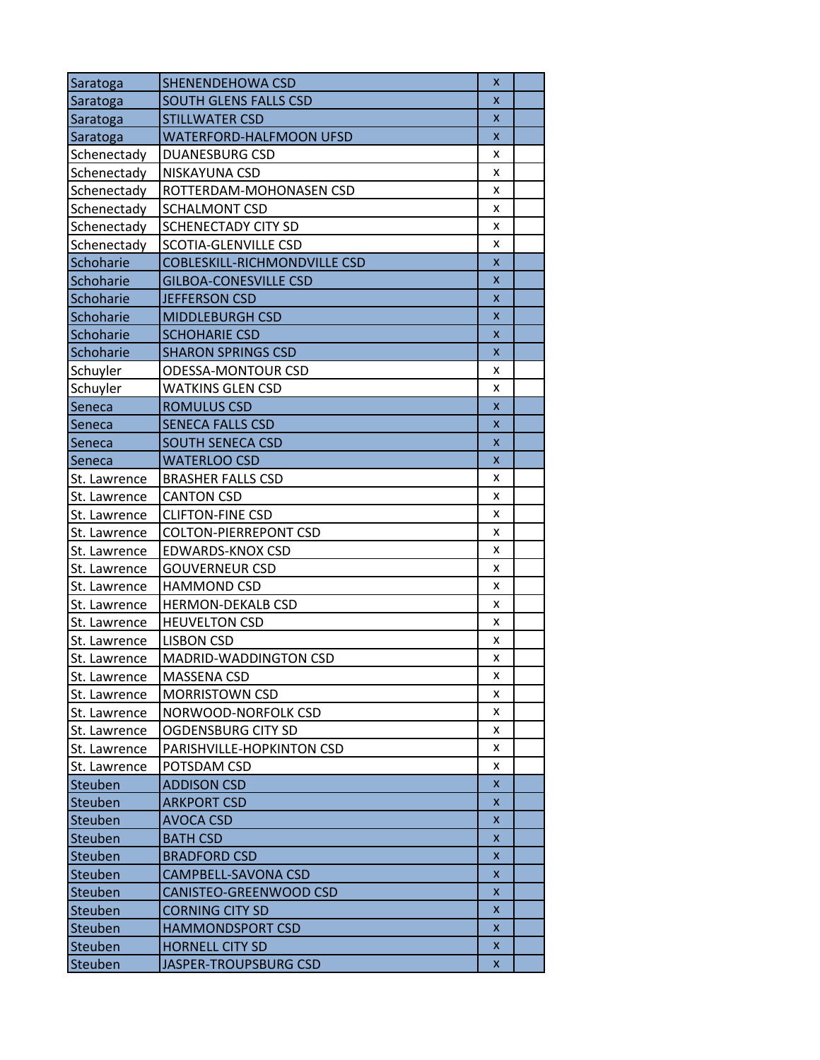| | | | |
|---|---|---|---|
| Saratoga | SHENENDEHOWA CSD | x | |
| Saratoga | SOUTH GLENS FALLS CSD | x | |
| Saratoga | STILLWATER CSD | x | |
| Saratoga | WATERFORD-HALFMOON UFSD | x | |
| Schenectady | DUANESBURG CSD | x | |
| Schenectady | NISKAYUNA CSD | x | |
| Schenectady | ROTTERDAM-MOHONASEN CSD | x | |
| Schenectady | SCHALMONT CSD | x | |
| Schenectady | SCHENECTADY CITY SD | x | |
| Schenectady | SCOTIA-GLENVILLE CSD | x | |
| Schoharie | COBLESKILL-RICHMONDVILLE CSD | x | |
| Schoharie | GILBOA-CONESVILLE CSD | x | |
| Schoharie | JEFFERSON CSD | x | |
| Schoharie | MIDDLEBURGH CSD | x | |
| Schoharie | SCHOHARIE CSD | x | |
| Schoharie | SHARON SPRINGS CSD | x | |
| Schuyler | ODESSA-MONTOUR CSD | x | |
| Schuyler | WATKINS GLEN CSD | x | |
| Seneca | ROMULUS CSD | x | |
| Seneca | SENECA FALLS CSD | x | |
| Seneca | SOUTH SENECA CSD | x | |
| Seneca | WATERLOO CSD | x | |
| St. Lawrence | BRASHER FALLS CSD | x | |
| St. Lawrence | CANTON CSD | x | |
| St. Lawrence | CLIFTON-FINE CSD | x | |
| St. Lawrence | COLTON-PIERREPONT CSD | x | |
| St. Lawrence | EDWARDS-KNOX CSD | x | |
| St. Lawrence | GOUVERNEUR CSD | x | |
| St. Lawrence | HAMMOND CSD | x | |
| St. Lawrence | HERMON-DEKALB CSD | x | |
| St. Lawrence | HEUVELTON CSD | x | |
| St. Lawrence | LISBON CSD | x | |
| St. Lawrence | MADRID-WADDINGTON CSD | x | |
| St. Lawrence | MASSENA CSD | x | |
| St. Lawrence | MORRISTOWN CSD | x | |
| St. Lawrence | NORWOOD-NORFOLK CSD | x | |
| St. Lawrence | OGDENSBURG CITY SD | x | |
| St. Lawrence | PARISHVILLE-HOPKINTON CSD | x | |
| St. Lawrence | POTSDAM CSD | x | |
| Steuben | ADDISON CSD | x | |
| Steuben | ARKPORT CSD | x | |
| Steuben | AVOCA CSD | x | |
| Steuben | BATH CSD | x | |
| Steuben | BRADFORD CSD | x | |
| Steuben | CAMPBELL-SAVONA CSD | x | |
| Steuben | CANISTEO-GREENWOOD CSD | x | |
| Steuben | CORNING CITY SD | x | |
| Steuben | HAMMONDSPORT CSD | x | |
| Steuben | HORNELL CITY SD | x | |
| Steuben | JASPER-TROUPSBURG CSD | x | |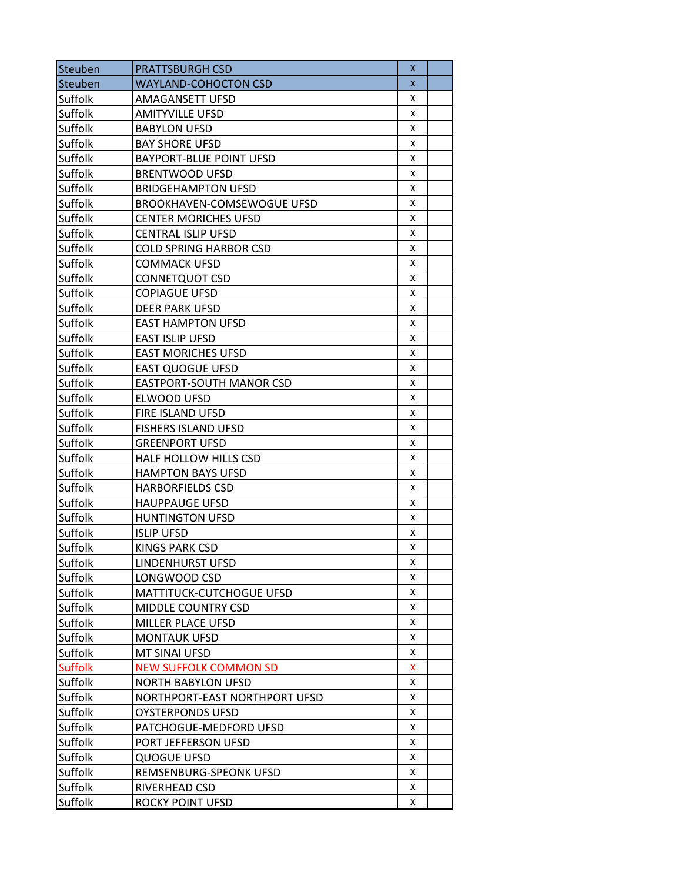| Steuben | PRATTSBURGH CSD | x | |
|---|---|---|---|
| Steuben | WAYLAND-COHOCTON CSD | x | |
| Suffolk | AMAGANSETT UFSD | x | |
| Suffolk | AMITYVILLE UFSD | x | |
| Suffolk | BABYLON UFSD | x | |
| Suffolk | BAY SHORE UFSD | x | |
| Suffolk | BAYPORT-BLUE POINT UFSD | x | |
| Suffolk | BRENTWOOD UFSD | x | |
| Suffolk | BRIDGEHAMPTON UFSD | x | |
| Suffolk | BROOKHAVEN-COMSEWOGUE UFSD | x | |
| Suffolk | CENTER MORICHES UFSD | x | |
| Suffolk | CENTRAL ISLIP UFSD | x | |
| Suffolk | COLD SPRING HARBOR CSD | x | |
| Suffolk | COMMACK UFSD | x | |
| Suffolk | CONNETQUOT CSD | x | |
| Suffolk | COPIAGUE UFSD | x | |
| Suffolk | DEER PARK UFSD | x | |
| Suffolk | EAST HAMPTON UFSD | x | |
| Suffolk | EAST ISLIP UFSD | x | |
| Suffolk | EAST MORICHES UFSD | x | |
| Suffolk | EAST QUOGUE UFSD | x | |
| Suffolk | EASTPORT-SOUTH MANOR CSD | x | |
| Suffolk | ELWOOD UFSD | x | |
| Suffolk | FIRE ISLAND UFSD | x | |
| Suffolk | FISHERS ISLAND UFSD | x | |
| Suffolk | GREENPORT UFSD | x | |
| Suffolk | HALF HOLLOW HILLS CSD | x | |
| Suffolk | HAMPTON BAYS UFSD | x | |
| Suffolk | HARBORFIELDS CSD | x | |
| Suffolk | HAUPPAUGE UFSD | x | |
| Suffolk | HUNTINGTON UFSD | x | |
| Suffolk | ISLIP UFSD | x | |
| Suffolk | KINGS PARK CSD | x | |
| Suffolk | LINDENHURST UFSD | x | |
| Suffolk | LONGWOOD CSD | x | |
| Suffolk | MATTITUCK-CUTCHOGUE UFSD | x | |
| Suffolk | MIDDLE COUNTRY CSD | x | |
| Suffolk | MILLER PLACE UFSD | x | |
| Suffolk | MONTAUK UFSD | x | |
| Suffolk | MT SINAI UFSD | x | |
| Suffolk | NEW SUFFOLK COMMON SD | x | |
| Suffolk | NORTH BABYLON UFSD | x | |
| Suffolk | NORTHPORT-EAST NORTHPORT UFSD | x | |
| Suffolk | OYSTERPONDS UFSD | x | |
| Suffolk | PATCHOGUE-MEDFORD UFSD | x | |
| Suffolk | PORT JEFFERSON UFSD | x | |
| Suffolk | QUOGUE UFSD | x | |
| Suffolk | REMSENBURG-SPEONK UFSD | x | |
| Suffolk | RIVERHEAD CSD | x | |
| Suffolk | ROCKY POINT UFSD | x | |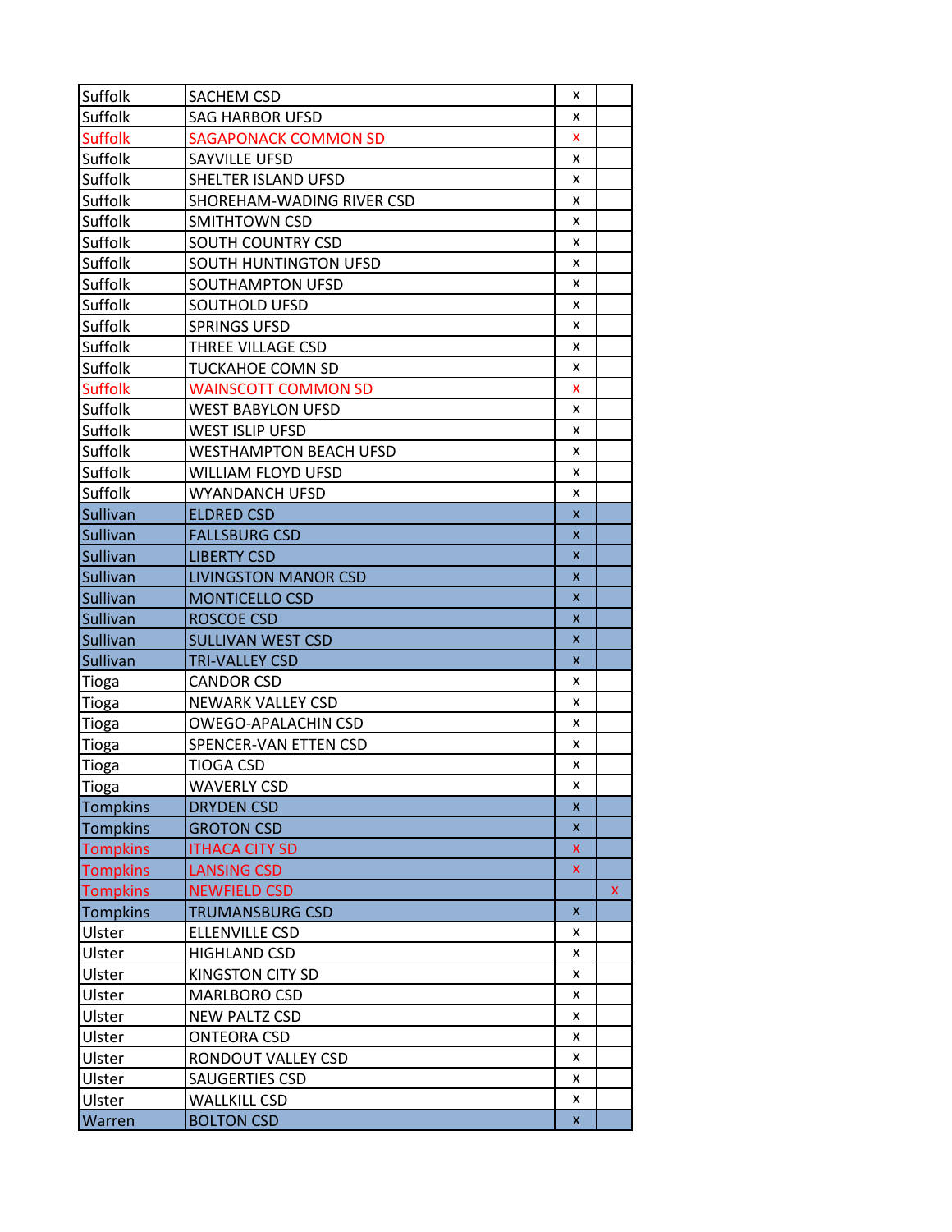| | | | |
|---|---|---|---|
| Suffolk | SACHEM CSD | x | |
| Suffolk | SAG HARBOR UFSD | x | |
| Suffolk | SAGAPONACK COMMON SD | x | |
| Suffolk | SAYVILLE UFSD | x | |
| Suffolk | SHELTER ISLAND UFSD | x | |
| Suffolk | SHOREHAM-WADING RIVER CSD | x | |
| Suffolk | SMITHTOWN CSD | x | |
| Suffolk | SOUTH COUNTRY CSD | x | |
| Suffolk | SOUTH HUNTINGTON UFSD | x | |
| Suffolk | SOUTHAMPTON UFSD | x | |
| Suffolk | SOUTHOLD UFSD | x | |
| Suffolk | SPRINGS UFSD | x | |
| Suffolk | THREE VILLAGE CSD | x | |
| Suffolk | TUCKAHOE COMN SD | x | |
| Suffolk | WAINSCOTT COMMON SD | x | |
| Suffolk | WEST BABYLON UFSD | x | |
| Suffolk | WEST ISLIP UFSD | x | |
| Suffolk | WESTHAMPTON BEACH UFSD | x | |
| Suffolk | WILLIAM FLOYD UFSD | x | |
| Suffolk | WYANDANCH UFSD | x | |
| Sullivan | ELDRED CSD | x | |
| Sullivan | FALLSBURG CSD | x | |
| Sullivan | LIBERTY CSD | x | |
| Sullivan | LIVINGSTON MANOR CSD | x | |
| Sullivan | MONTICELLO CSD | x | |
| Sullivan | ROSCOE CSD | x | |
| Sullivan | SULLIVAN WEST CSD | x | |
| Sullivan | TRI-VALLEY CSD | x | |
| Tioga | CANDOR CSD | x | |
| Tioga | NEWARK VALLEY CSD | x | |
| Tioga | OWEGO-APALACHIN CSD | x | |
| Tioga | SPENCER-VAN ETTEN CSD | x | |
| Tioga | TIOGA CSD | x | |
| Tioga | WAVERLY CSD | x | |
| Tompkins | DRYDEN CSD | x | |
| Tompkins | GROTON CSD | x | |
| Tompkins | ITHACA CITY SD | x | |
| Tompkins | LANSING CSD | x | |
| Tompkins | NEWFIELD CSD | | x |
| Tompkins | TRUMANSBURG CSD | x | |
| Ulster | ELLENVILLE CSD | x | |
| Ulster | HIGHLAND CSD | x | |
| Ulster | KINGSTON CITY SD | x | |
| Ulster | MARLBORO CSD | x | |
| Ulster | NEW PALTZ CSD | x | |
| Ulster | ONTEORA CSD | x | |
| Ulster | RONDOUT VALLEY CSD | x | |
| Ulster | SAUGERTIES CSD | x | |
| Ulster | WALLKILL CSD | x | |
| Warren | BOLTON CSD | x | |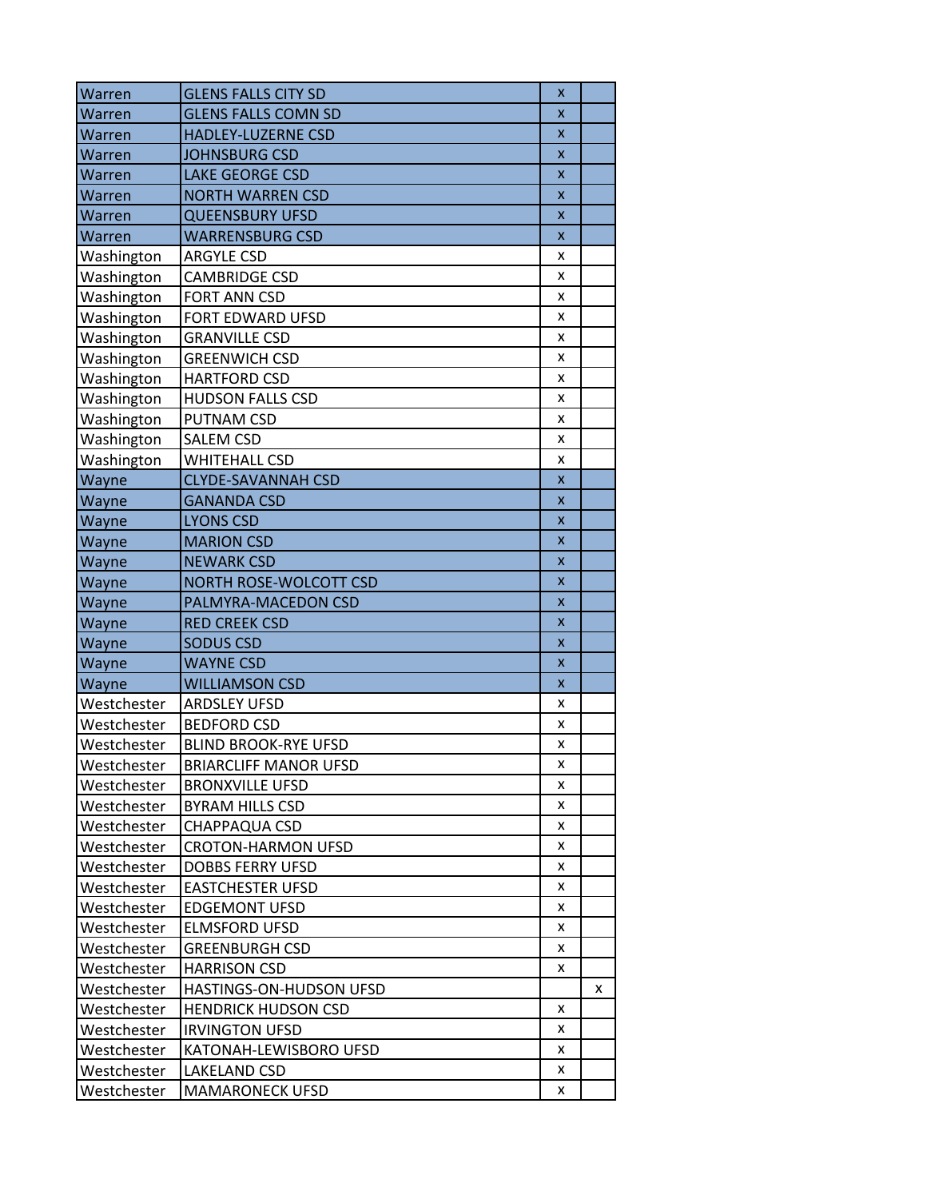| | | | |
|---|---|---|---|
| Warren | GLENS FALLS CITY SD | x | |
| Warren | GLENS FALLS COMN SD | x | |
| Warren | HADLEY-LUZERNE CSD | x | |
| Warren | JOHNSBURG CSD | x | |
| Warren | LAKE GEORGE CSD | x | |
| Warren | NORTH WARREN CSD | x | |
| Warren | QUEENSBURY UFSD | x | |
| Warren | WARRENSBURG CSD | x | |
| Washington | ARGYLE CSD | x | |
| Washington | CAMBRIDGE CSD | x | |
| Washington | FORT ANN CSD | x | |
| Washington | FORT EDWARD UFSD | x | |
| Washington | GRANVILLE CSD | x | |
| Washington | GREENWICH CSD | x | |
| Washington | HARTFORD CSD | x | |
| Washington | HUDSON FALLS CSD | x | |
| Washington | PUTNAM CSD | x | |
| Washington | SALEM CSD | x | |
| Washington | WHITEHALL CSD | x | |
| Wayne | CLYDE-SAVANNAH CSD | x | |
| Wayne | GANANDA CSD | x | |
| Wayne | LYONS CSD | x | |
| Wayne | MARION CSD | x | |
| Wayne | NEWARK CSD | x | |
| Wayne | NORTH ROSE-WOLCOTT CSD | x | |
| Wayne | PALMYRA-MACEDON CSD | x | |
| Wayne | RED CREEK CSD | x | |
| Wayne | SODUS CSD | x | |
| Wayne | WAYNE CSD | x | |
| Wayne | WILLIAMSON CSD | x | |
| Westchester | ARDSLEY UFSD | x | |
| Westchester | BEDFORD CSD | x | |
| Westchester | BLIND BROOK-RYE UFSD | x | |
| Westchester | BRIARCLIFF MANOR UFSD | x | |
| Westchester | BRONXVILLE UFSD | x | |
| Westchester | BYRAM HILLS CSD | x | |
| Westchester | CHAPPAQUA CSD | x | |
| Westchester | CROTON-HARMON UFSD | x | |
| Westchester | DOBBS FERRY UFSD | x | |
| Westchester | EASTCHESTER UFSD | x | |
| Westchester | EDGEMONT UFSD | x | |
| Westchester | ELMSFORD UFSD | x | |
| Westchester | GREENBURGH CSD | x | |
| Westchester | HARRISON CSD | x | |
| Westchester | HASTINGS-ON-HUDSON UFSD | | x |
| Westchester | HENDRICK HUDSON CSD | x | |
| Westchester | IRVINGTON UFSD | x | |
| Westchester | KATONAH-LEWISBORO UFSD | x | |
| Westchester | LAKELAND CSD | x | |
| Westchester | MAMARONECK UFSD | x | |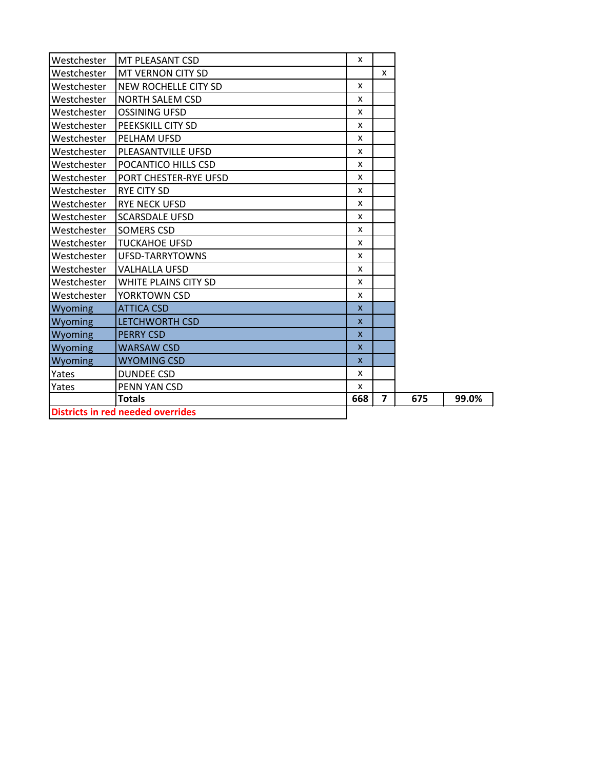| | | | | | |
|---|---|---|---|---|---|
| Westchester | MT PLEASANT CSD | x | | | |
| Westchester | MT VERNON CITY SD | | x | | |
| Westchester | NEW ROCHELLE CITY SD | x | | | |
| Westchester | NORTH SALEM CSD | x | | | |
| Westchester | OSSINING UFSD | x | | | |
| Westchester | PEEKSKILL CITY SD | x | | | |
| Westchester | PELHAM UFSD | x | | | |
| Westchester | PLEASANTVILLE UFSD | x | | | |
| Westchester | POCANTICO HILLS CSD | x | | | |
| Westchester | PORT CHESTER-RYE UFSD | x | | | |
| Westchester | RYE CITY SD | x | | | |
| Westchester | RYE NECK UFSD | x | | | |
| Westchester | SCARSDALE UFSD | x | | | |
| Westchester | SOMERS CSD | x | | | |
| Westchester | TUCKAHOE UFSD | x | | | |
| Westchester | UFSD-TARRYTOWNS | x | | | |
| Westchester | VALHALLA UFSD | x | | | |
| Westchester | WHITE PLAINS CITY SD | x | | | |
| Westchester | YORKTOWN CSD | x | | | |
| Wyoming | ATTICA CSD | x | | | |
| Wyoming | LETCHWORTH CSD | x | | | |
| Wyoming | PERRY CSD | x | | | |
| Wyoming | WARSAW CSD | x | | | |
| Wyoming | WYOMING CSD | x | | | |
| Yates | DUNDEE CSD | x | | | |
| Yates | PENN YAN CSD | x | | | |
| | **Totals** | **668** | **7** | **675** | **99.0%** |
| **Districts in red needed overrides** | | | | | |